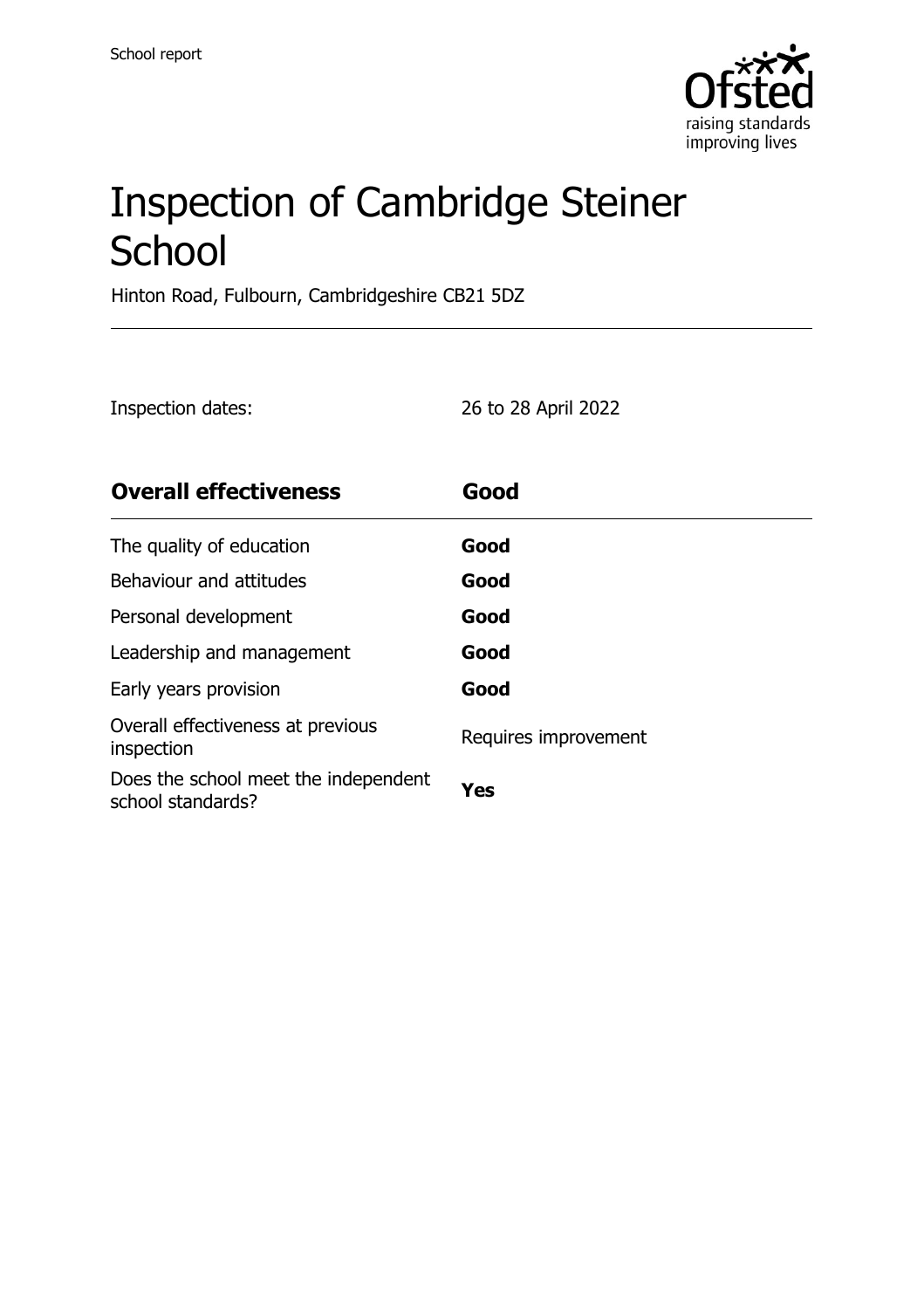School report

# Inspection of Cambridge Steiner School

Hinton Road, Fulbourn, Cambridgeshire CB21 5DZ

Inspection dates: 26 to 28 April 2022

| **Overall effectiveness** | **Good** |
|---|---|
| The quality of education | **Good** |
| Behaviour and attitudes | **Good** |
| Personal development | **Good** |
| Leadership and management | **Good** |
| Early years provision | **Good** |
| Overall effectiveness at previous inspection | Requires improvement |
| Does the school meet the independent school standards? | **Yes** |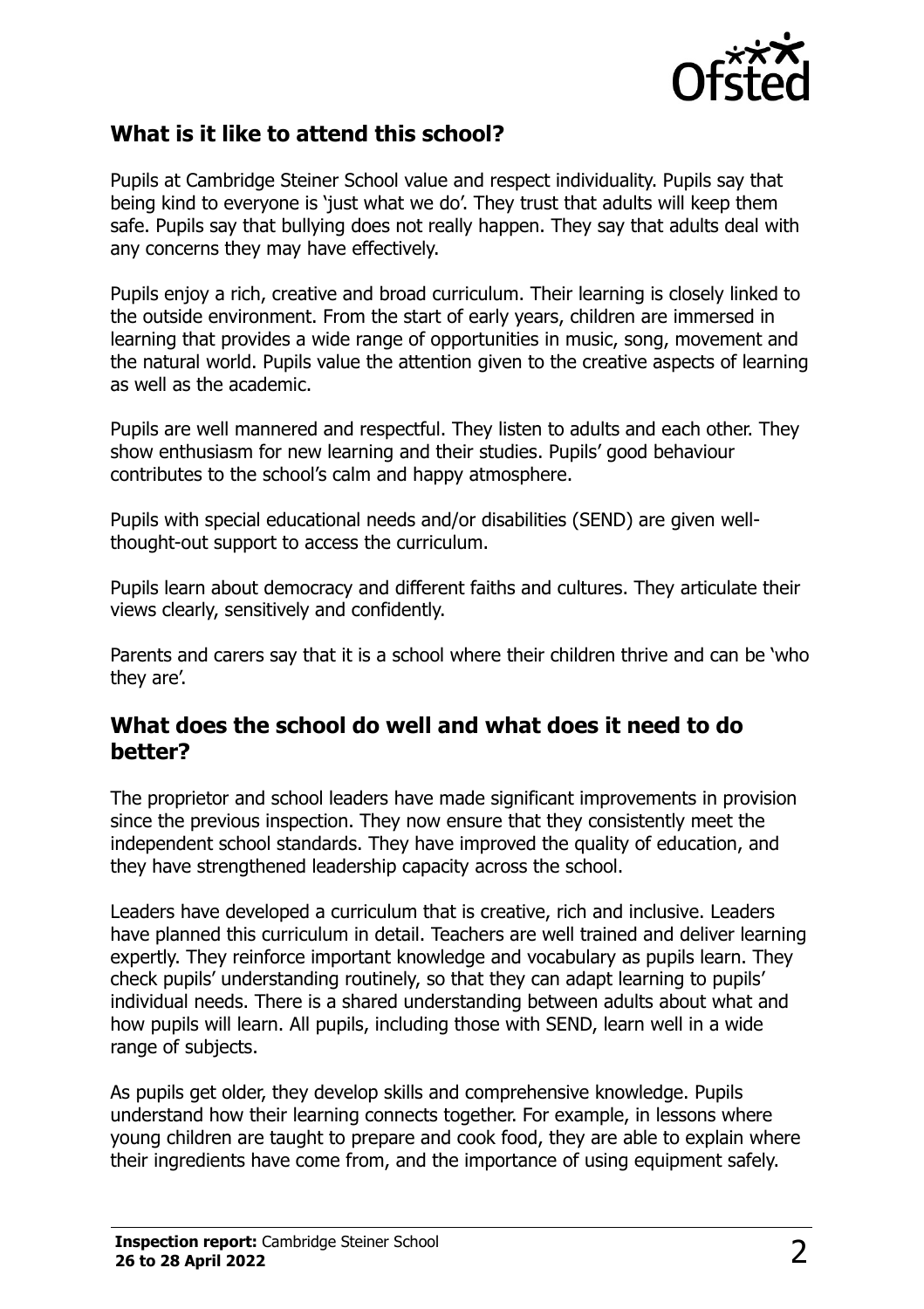## What is it like to attend this school?

Pupils at Cambridge Steiner School value and respect individuality. Pupils say that being kind to everyone is 'just what we do'. They trust that adults will keep them safe. Pupils say that bullying does not really happen. They say that adults deal with any concerns they may have effectively.

Pupils enjoy a rich, creative and broad curriculum. Their learning is closely linked to the outside environment. From the start of early years, children are immersed in learning that provides a wide range of opportunities in music, song, movement and the natural world. Pupils value the attention given to the creative aspects of learning as well as the academic.

Pupils are well mannered and respectful. They listen to adults and each other. They show enthusiasm for new learning and their studies. Pupils' good behaviour contributes to the school's calm and happy atmosphere.

Pupils with special educational needs and/or disabilities (SEND) are given well-thought-out support to access the curriculum.

Pupils learn about democracy and different faiths and cultures. They articulate their views clearly, sensitively and confidently.

Parents and carers say that it is a school where their children thrive and can be 'who they are'.

## What does the school do well and what does it need to do better?

The proprietor and school leaders have made significant improvements in provision since the previous inspection. They now ensure that they consistently meet the independent school standards. They have improved the quality of education, and they have strengthened leadership capacity across the school.

Leaders have developed a curriculum that is creative, rich and inclusive. Leaders have planned this curriculum in detail. Teachers are well trained and deliver learning expertly. They reinforce important knowledge and vocabulary as pupils learn. They check pupils' understanding routinely, so that they can adapt learning to pupils' individual needs. There is a shared understanding between adults about what and how pupils will learn. All pupils, including those with SEND, learn well in a wide range of subjects.

As pupils get older, they develop skills and comprehensive knowledge. Pupils understand how their learning connects together. For example, in lessons where young children are taught to prepare and cook food, they are able to explain where their ingredients have come from, and the importance of using equipment safely.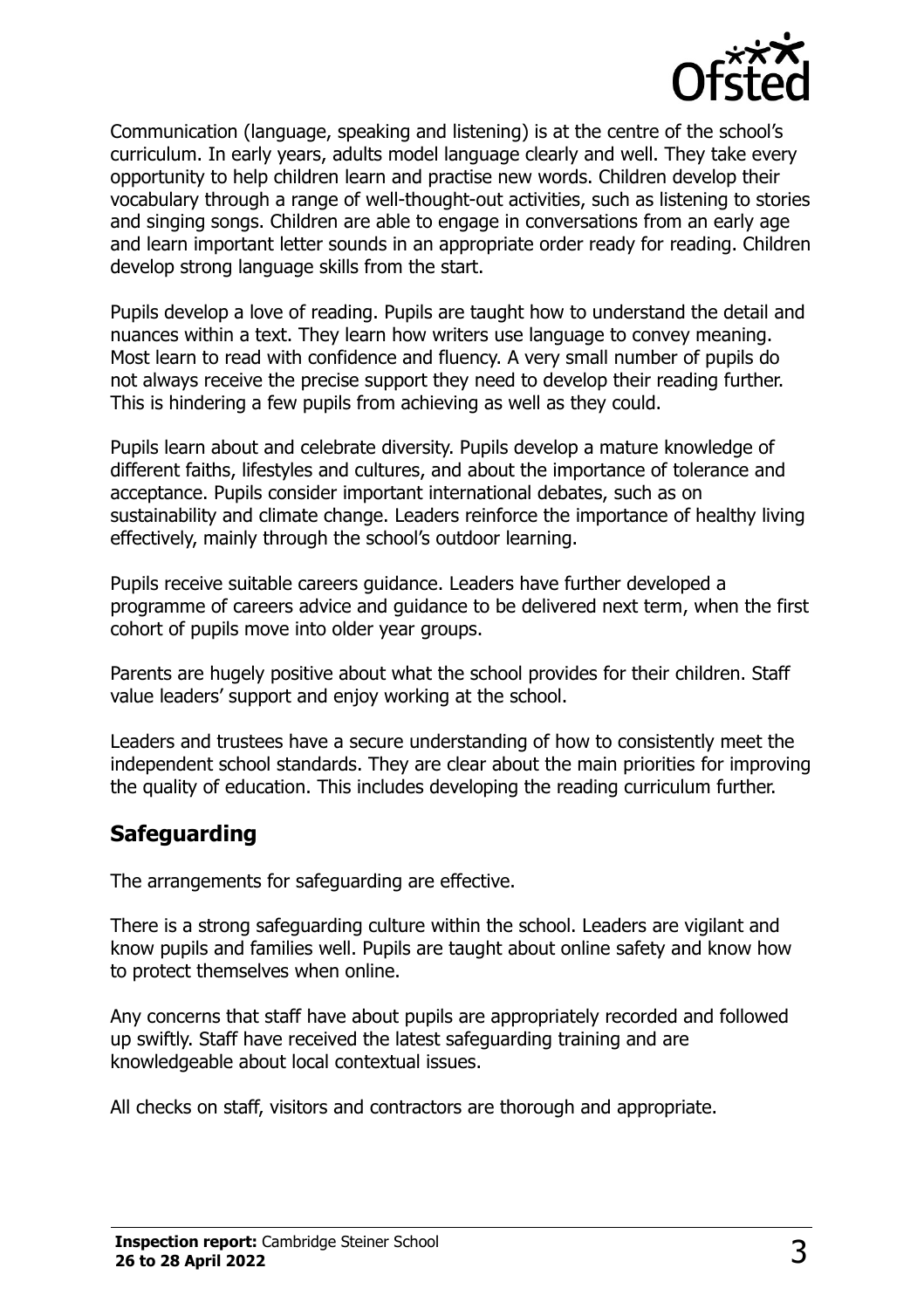Communication (language, speaking and listening) is at the centre of the school's curriculum. In early years, adults model language clearly and well. They take every opportunity to help children learn and practise new words. Children develop their vocabulary through a range of well-thought-out activities, such as listening to stories and singing songs. Children are able to engage in conversations from an early age and learn important letter sounds in an appropriate order ready for reading. Children develop strong language skills from the start.

Pupils develop a love of reading. Pupils are taught how to understand the detail and nuances within a text. They learn how writers use language to convey meaning. Most learn to read with confidence and fluency. A very small number of pupils do not always receive the precise support they need to develop their reading further. This is hindering a few pupils from achieving as well as they could.

Pupils learn about and celebrate diversity. Pupils develop a mature knowledge of different faiths, lifestyles and cultures, and about the importance of tolerance and acceptance. Pupils consider important international debates, such as on sustainability and climate change. Leaders reinforce the importance of healthy living effectively, mainly through the school's outdoor learning.

Pupils receive suitable careers guidance. Leaders have further developed a programme of careers advice and guidance to be delivered next term, when the first cohort of pupils move into older year groups.

Parents are hugely positive about what the school provides for their children. Staff value leaders' support and enjoy working at the school.

Leaders and trustees have a secure understanding of how to consistently meet the independent school standards. They are clear about the main priorities for improving the quality of education. This includes developing the reading curriculum further.

## Safeguarding

The arrangements for safeguarding are effective.

There is a strong safeguarding culture within the school. Leaders are vigilant and know pupils and families well. Pupils are taught about online safety and know how to protect themselves when online.

Any concerns that staff have about pupils are appropriately recorded and followed up swiftly. Staff have received the latest safeguarding training and are knowledgeable about local contextual issues.

All checks on staff, visitors and contractors are thorough and appropriate.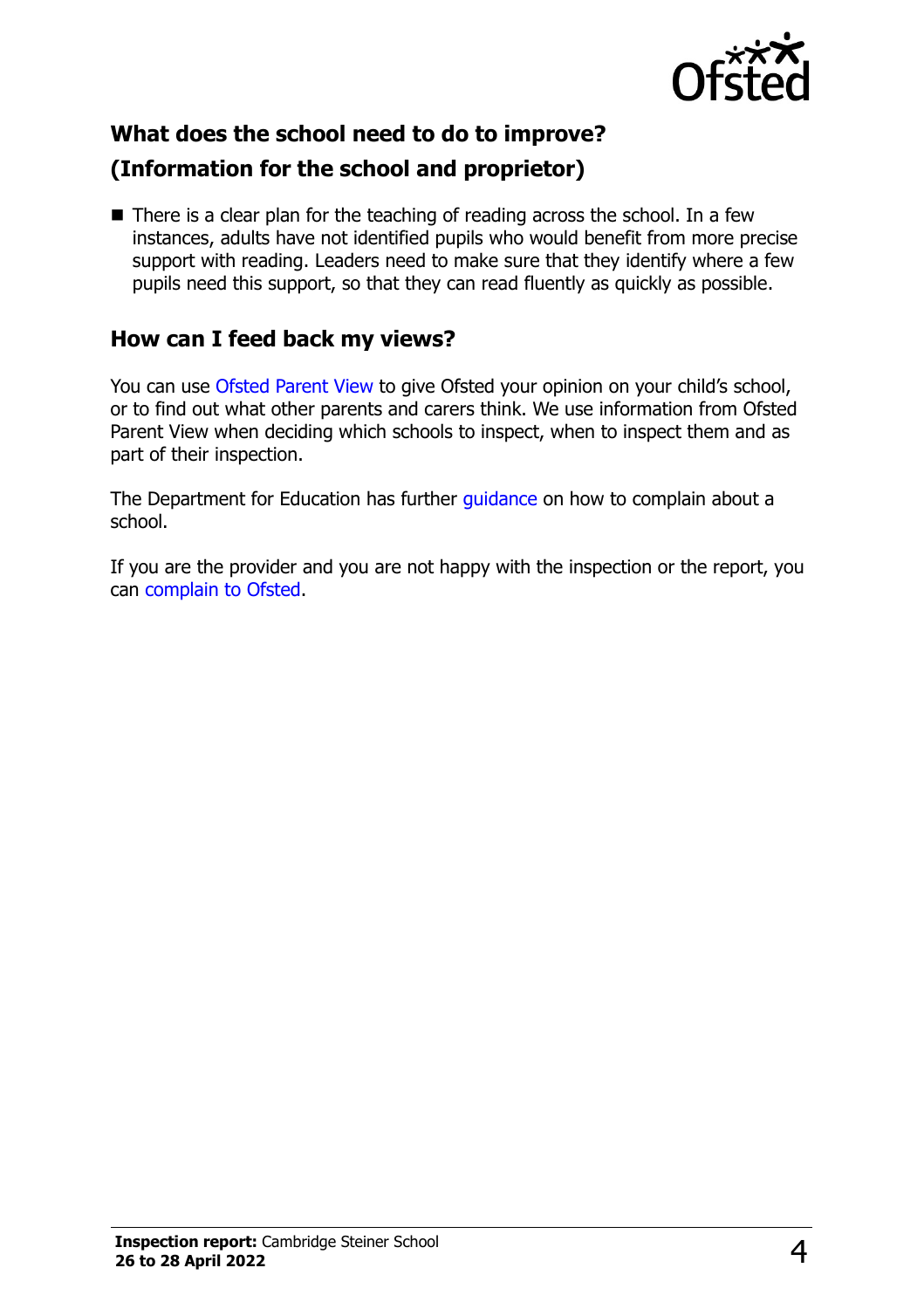## What does the school need to do to improve? (Information for the school and proprietor)

- There is a clear plan for the teaching of reading across the school. In a few instances, adults have not identified pupils who would benefit from more precise support with reading. Leaders need to make sure that they identify where a few pupils need this support, so that they can read fluently as quickly as possible.

## How can I feed back my views?

You can use Ofsted Parent View to give Ofsted your opinion on your child's school, or to find out what other parents and carers think. We use information from Ofsted Parent View when deciding which schools to inspect, when to inspect them and as part of their inspection.

The Department for Education has further guidance on how to complain about a school.

If you are the provider and you are not happy with the inspection or the report, you can complain to Ofsted.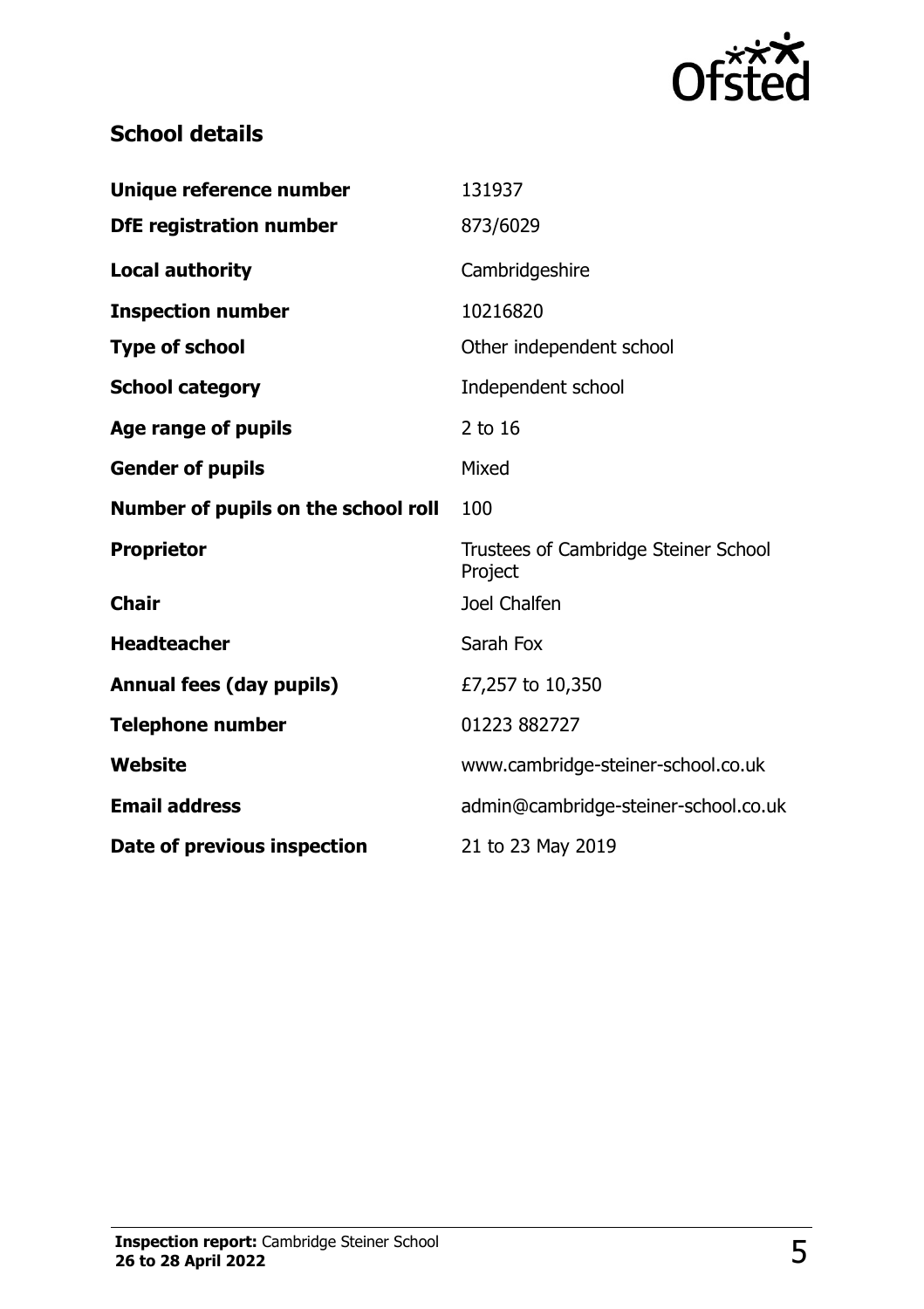## School details

| | |
|---|---|
| **Unique reference number** | 131937 |
| **DfE registration number** | 873/6029 |
| **Local authority** | Cambridgeshire |
| **Inspection number** | 10216820 |
| **Type of school** | Other independent school |
| **School category** | Independent school |
| **Age range of pupils** | 2 to 16 |
| **Gender of pupils** | Mixed |
| **Number of pupils on the school roll** | 100 |
| **Proprietor** | Trustees of Cambridge Steiner School Project |
| **Chair** | Joel Chalfen |
| **Headteacher** | Sarah Fox |
| **Annual fees (day pupils)** | £7,257 to 10,350 |
| **Telephone number** | 01223 882727 |
| **Website** | www.cambridge-steiner-school.co.uk |
| **Email address** | admin@cambridge-steiner-school.co.uk |
| **Date of previous inspection** | 21 to 23 May 2019 |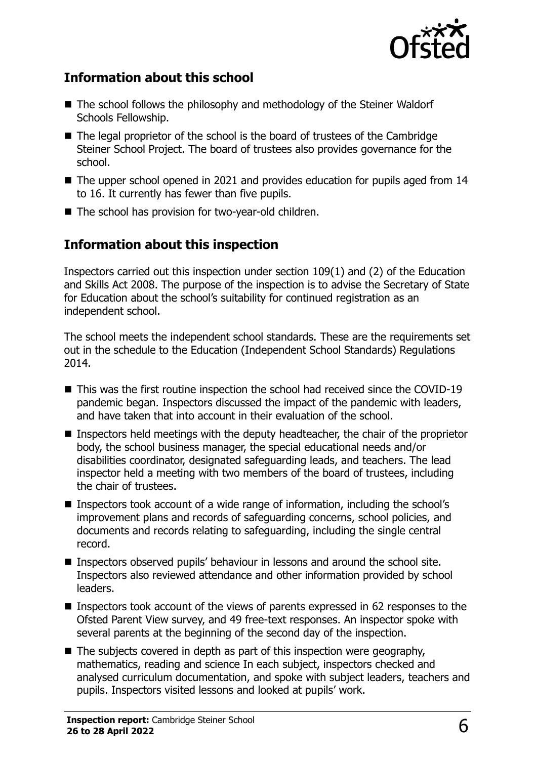## Information about this school

- The school follows the philosophy and methodology of the Steiner Waldorf Schools Fellowship.
- The legal proprietor of the school is the board of trustees of the Cambridge Steiner School Project. The board of trustees also provides governance for the school.
- The upper school opened in 2021 and provides education for pupils aged from 14 to 16. It currently has fewer than five pupils.
- The school has provision for two-year-old children.

## Information about this inspection

Inspectors carried out this inspection under section 109(1) and (2) of the Education and Skills Act 2008. The purpose of the inspection is to advise the Secretary of State for Education about the school's suitability for continued registration as an independent school.

The school meets the independent school standards. These are the requirements set out in the schedule to the Education (Independent School Standards) Regulations 2014.

- This was the first routine inspection the school had received since the COVID-19 pandemic began. Inspectors discussed the impact of the pandemic with leaders, and have taken that into account in their evaluation of the school.
- Inspectors held meetings with the deputy headteacher, the chair of the proprietor body, the school business manager, the special educational needs and/or disabilities coordinator, designated safeguarding leads, and teachers. The lead inspector held a meeting with two members of the board of trustees, including the chair of trustees.
- Inspectors took account of a wide range of information, including the school's improvement plans and records of safeguarding concerns, school policies, and documents and records relating to safeguarding, including the single central record.
- Inspectors observed pupils' behaviour in lessons and around the school site. Inspectors also reviewed attendance and other information provided by school leaders.
- Inspectors took account of the views of parents expressed in 62 responses to the Ofsted Parent View survey, and 49 free-text responses. An inspector spoke with several parents at the beginning of the second day of the inspection.
- The subjects covered in depth as part of this inspection were geography, mathematics, reading and science In each subject, inspectors checked and analysed curriculum documentation, and spoke with subject leaders, teachers and pupils. Inspectors visited lessons and looked at pupils' work.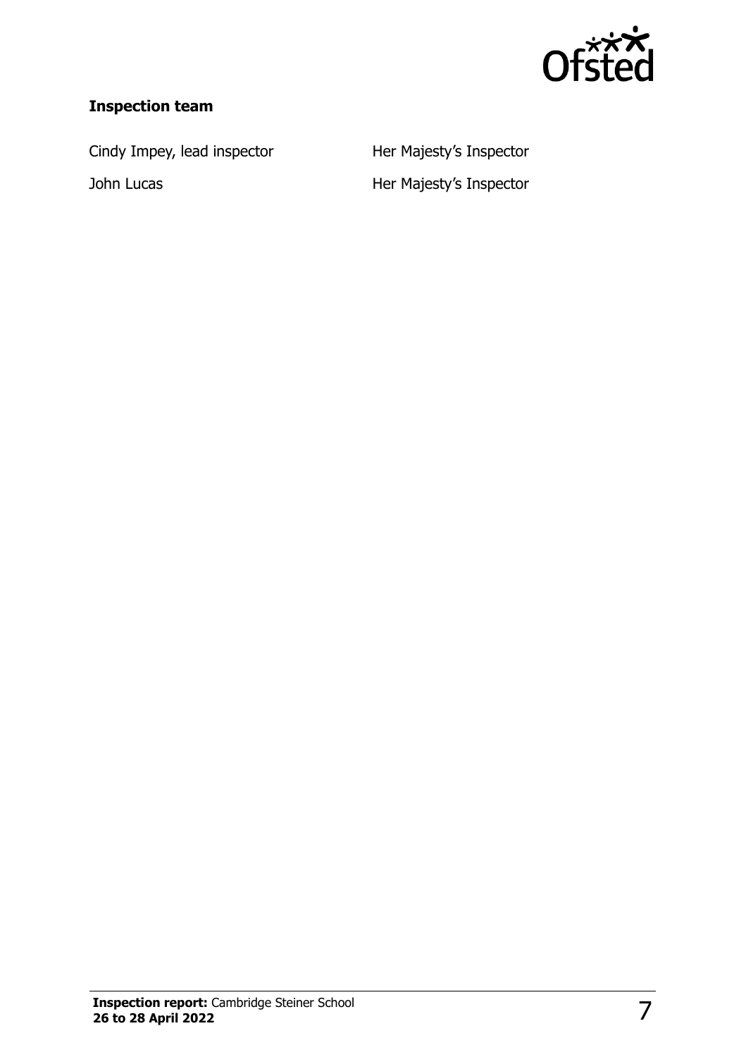### Inspection team

| | |
|---|---|
| Cindy Impey, lead inspector | Her Majesty's Inspector |
| John Lucas | Her Majesty's Inspector |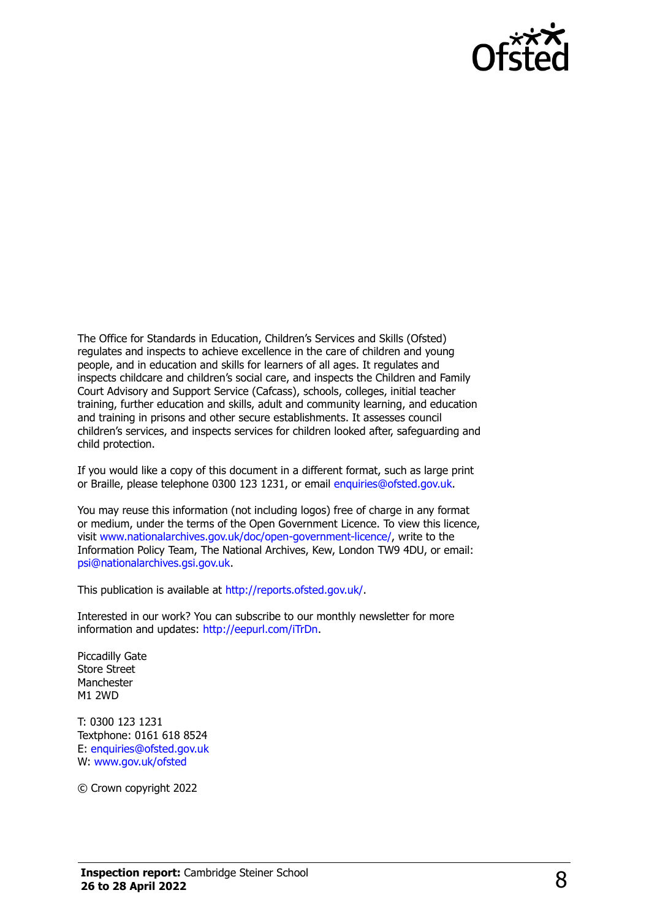The Office for Standards in Education, Children's Services and Skills (Ofsted) regulates and inspects to achieve excellence in the care of children and young people, and in education and skills for learners of all ages. It regulates and inspects childcare and children's social care, and inspects the Children and Family Court Advisory and Support Service (Cafcass), schools, colleges, initial teacher training, further education and skills, adult and community learning, and education and training in prisons and other secure establishments. It assesses council children's services, and inspects services for children looked after, safeguarding and child protection.

If you would like a copy of this document in a different format, such as large print or Braille, please telephone 0300 123 1231, or email enquiries@ofsted.gov.uk.

You may reuse this information (not including logos) free of charge in any format or medium, under the terms of the Open Government Licence. To view this licence, visit www.nationalarchives.gov.uk/doc/open-government-licence/, write to the Information Policy Team, The National Archives, Kew, London TW9 4DU, or email: psi@nationalarchives.gsi.gov.uk.

This publication is available at http://reports.ofsted.gov.uk/.

Interested in our work? You can subscribe to our monthly newsletter for more information and updates: http://eepurl.com/iTrDn.

Piccadilly Gate
Store Street
Manchester
M1 2WD

T: 0300 123 1231
Textphone: 0161 618 8524
E: enquiries@ofsted.gov.uk
W: www.gov.uk/ofsted

© Crown copyright 2022